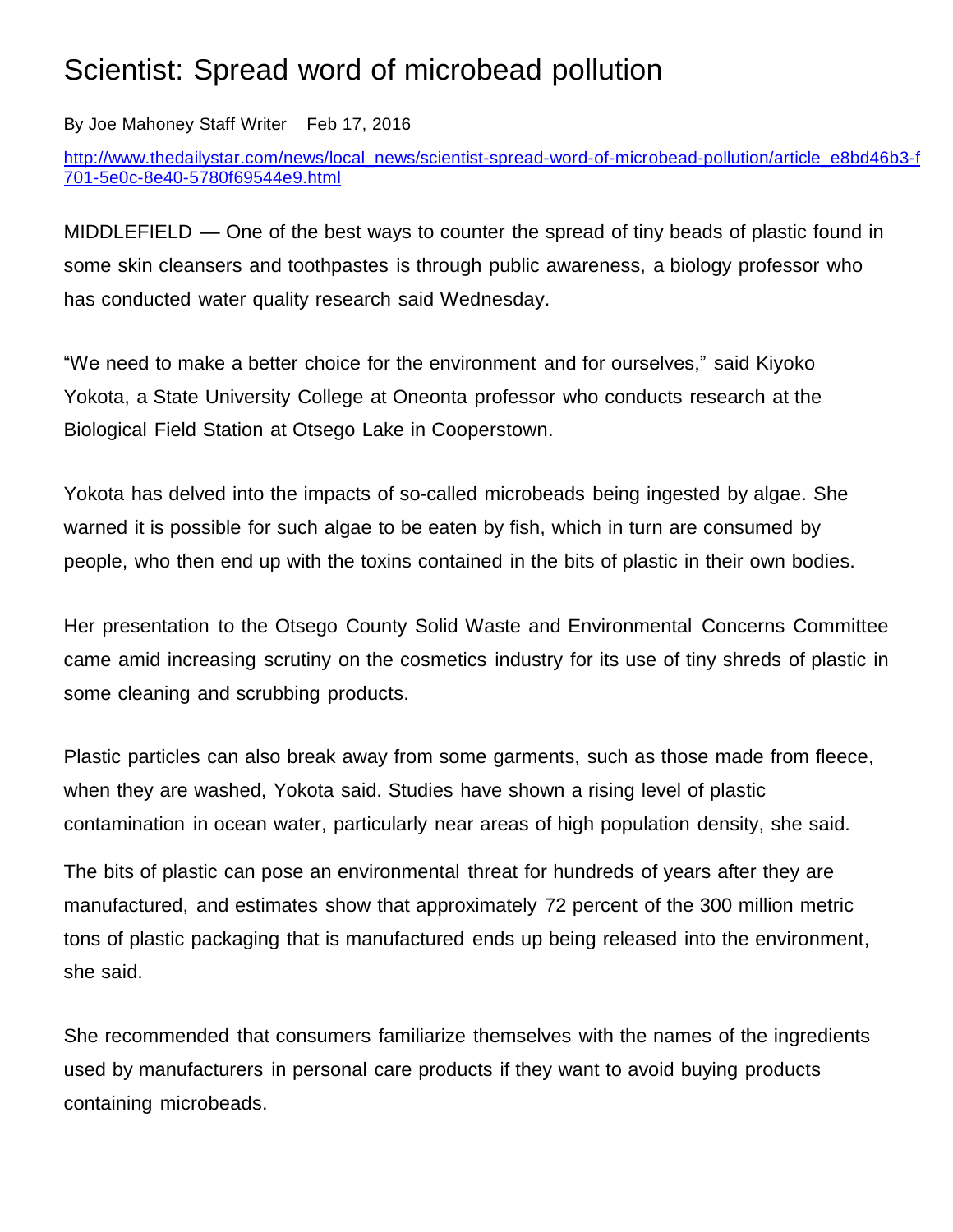# Scientist: Spread word of microbead pollution

By Joe Mahoney Staff Writer Feb 17, 2016

http://www.thedailystar.com/news/local_news/scientist-spread-word-of-microbead-pollution/article_e8bd46b3-f701-5e0c-8e40-5780f69544e9.html

MIDDLEFIELD — One of the best ways to counter the spread of tiny beads of plastic found in some skin cleansers and toothpastes is through public awareness, a biology professor who has conducted water quality research said Wednesday.

"We need to make a better choice for the environment and for ourselves," said Kiyoko Yokota, a State University College at Oneonta professor who conducts research at the Biological Field Station at Otsego Lake in Cooperstown.

Yokota has delved into the impacts of so-called microbeads being ingested by algae. She warned it is possible for such algae to be eaten by fish, which in turn are consumed by people, who then end up with the toxins contained in the bits of plastic in their own bodies.

Her presentation to the Otsego County Solid Waste and Environmental Concerns Committee came amid increasing scrutiny on the cosmetics industry for its use of tiny shreds of plastic in some cleaning and scrubbing products.

Plastic particles can also break away from some garments, such as those made from fleece, when they are washed, Yokota said. Studies have shown a rising level of plastic contamination in ocean water, particularly near areas of high population density, she said.

The bits of plastic can pose an environmental threat for hundreds of years after they are manufactured, and estimates show that approximately 72 percent of the 300 million metric tons of plastic packaging that is manufactured ends up being released into the environment, she said.

She recommended that consumers familiarize themselves with the names of the ingredients used by manufacturers in personal care products if they want to avoid buying products containing microbeads.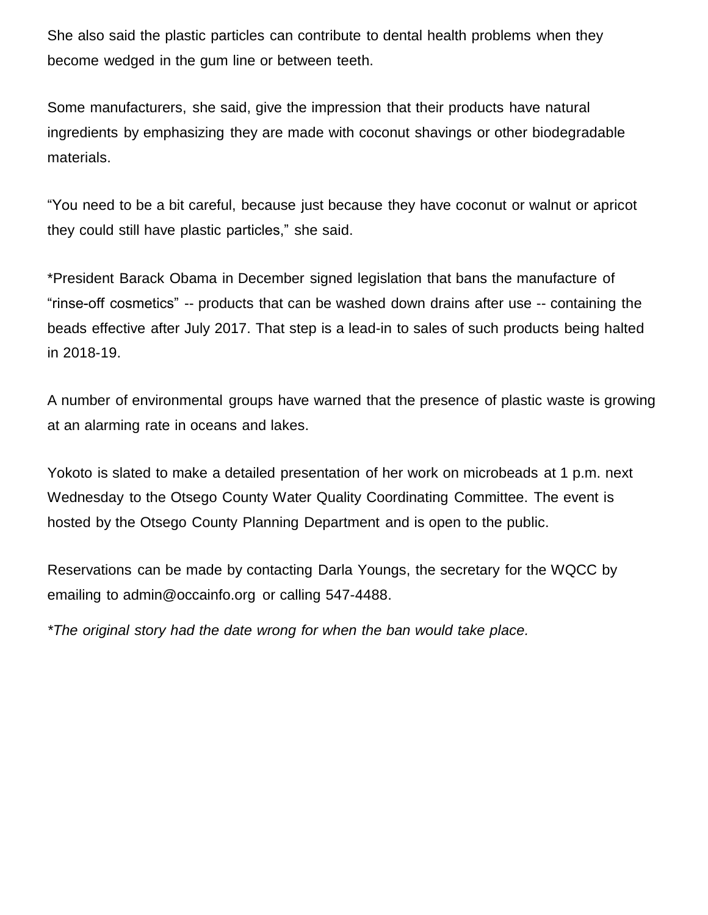She also said the plastic particles can contribute to dental health problems when they become wedged in the gum line or between teeth.

Some manufacturers, she said, give the impression that their products have natural ingredients by emphasizing they are made with coconut shavings or other biodegradable materials.

“You need to be a bit careful, because just because they have coconut or walnut or apricot they could still have plastic particles,” she said.

*President Barack Obama in December signed legislation that bans the manufacture of “rinse-off cosmetics” -- products that can be washed down drains after use -- containing the beads effective after July 2017. That step is a lead-in to sales of such products being halted in 2018-19.

A number of environmental groups have warned that the presence of plastic waste is growing at an alarming rate in oceans and lakes.

Yokoto is slated to make a detailed presentation of her work on microbeads at 1 p.m. next Wednesday to the Otsego County Water Quality Coordinating Committee. The event is hosted by the Otsego County Planning Department and is open to the public.

Reservations can be made by contacting Darla Youngs, the secretary for the WQCC by emailing to admin@occainfo.org or calling 547-4488.

*\*The original story had the date wrong for when the ban would take place.*